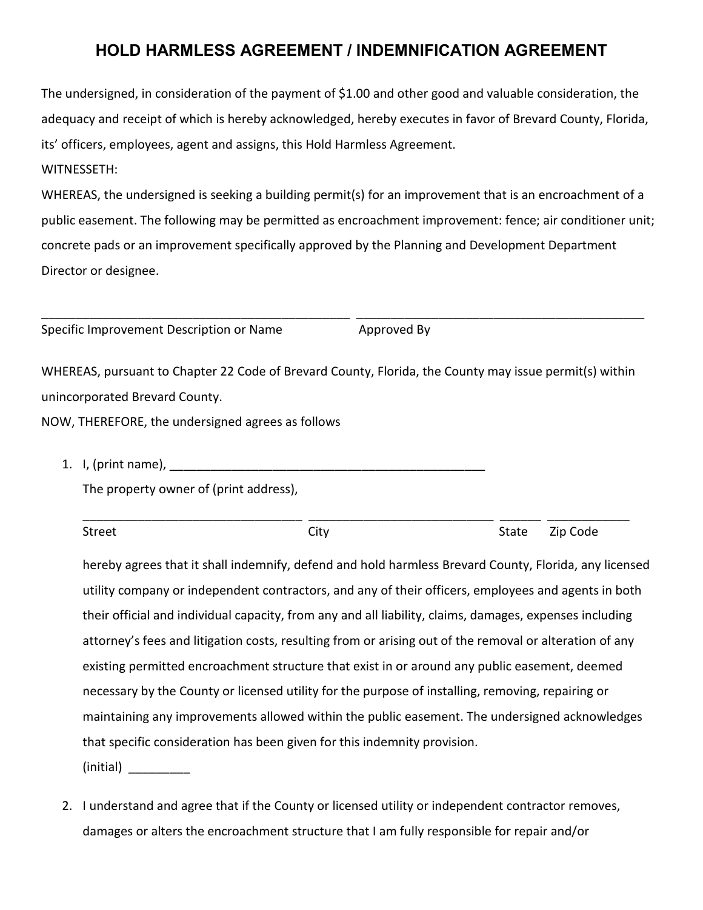# HOLD HARMLESS AGREEMENT / INDEMNIFICATION AGREEMENT

The undersigned, in consideration of the payment of $1.00 and other good and valuable consideration, the adequacy and receipt of which is hereby acknowledged, hereby executes in favor of Brevard County, Florida, its' officers, employees, agent and assigns, this Hold Harmless Agreement.

WITNESSETH:

WHEREAS, the undersigned is seeking a building permit(s) for an improvement that is an encroachment of a public easement. The following may be permitted as encroachment improvement: fence; air conditioner unit; concrete pads or an improvement specifically approved by the Planning and Development Department Director or designee.

______________________________________________ ____________________________________________

Specific Improvement Description or Name Approved By

WHEREAS, pursuant to Chapter 22 Code of Brevard County, Florida, the County may issue permit(s) within unincorporated Brevard County.

NOW, THEREFORE, the undersigned agrees as follows

1. I, (print name), _______________________________________________

   The property owner of (print address),

   ________________________________ ___________________________ ______ ____________

   Street City State Zip Code

   hereby agrees that it shall indemnify, defend and hold harmless Brevard County, Florida, any licensed utility company or independent contractors, and any of their officers, employees and agents in both their official and individual capacity, from any and all liability, claims, damages, expenses including attorney's fees and litigation costs, resulting from or arising out of the removal or alteration of any existing permitted encroachment structure that exist in or around any public easement, deemed necessary by the County or licensed utility for the purpose of installing, removing, repairing or maintaining any improvements allowed within the public easement. The undersigned acknowledges that specific consideration has been given for this indemnity provision.

   (initial) _________

2. I understand and agree that if the County or licensed utility or independent contractor removes, damages or alters the encroachment structure that I am fully responsible for repair and/or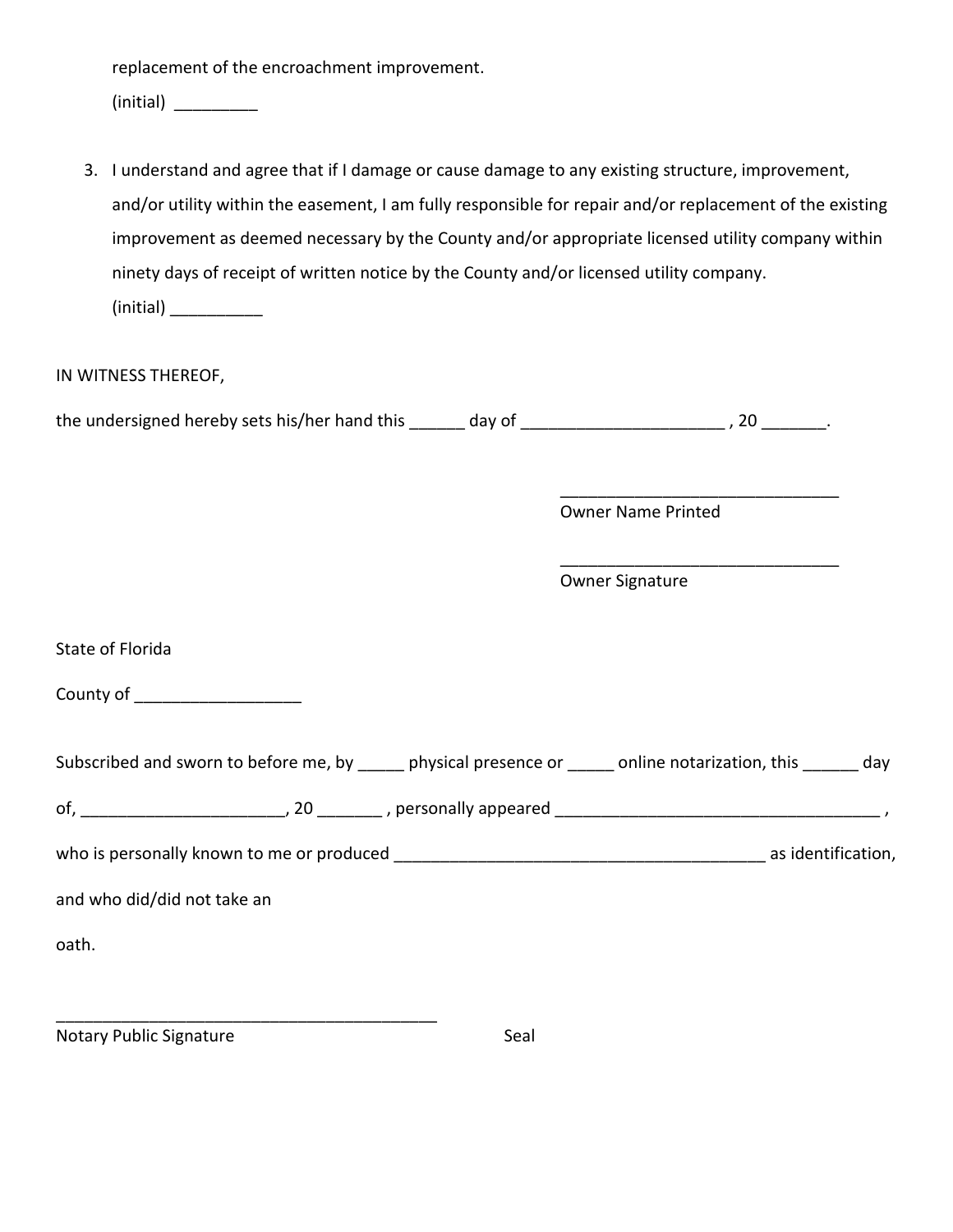replacement of the encroachment improvement.

(initial) _________

3. I understand and agree that if I damage or cause damage to any existing structure, improvement, and/or utility within the easement, I am fully responsible for repair and/or replacement of the existing improvement as deemed necessary by the County and/or appropriate licensed utility company within ninety days of receipt of written notice by the County and/or licensed utility company.

   (initial) __________

IN WITNESS THEREOF,

the undersigned hereby sets his/her hand this ______ day of ______________________ , 20 _______.

_______________________________
Owner Name Printed

_______________________________
Owner Signature

State of Florida

County of __________________

Subscribed and sworn to before me, by _____ physical presence or _____ online notarization, this ______ day

of, ______________________, 20 _______ , personally appeared ___________________________________ ,

who is personally known to me or produced ________________________________________ as identification,

and who did/did not take an

oath.

___________________________________________
Notary Public Signature                                        Seal